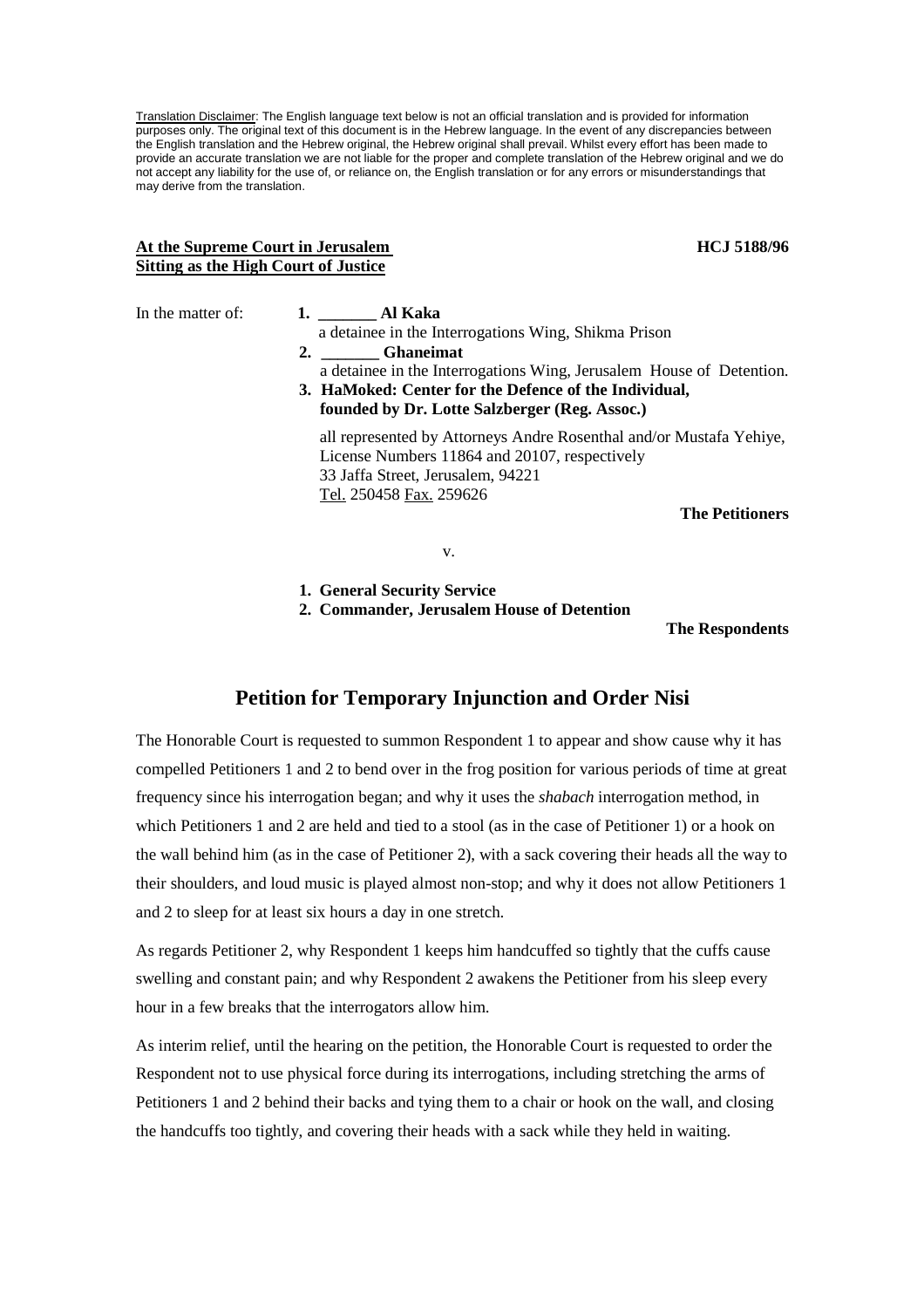Translation Disclaimer: The English language text below is not an official translation and is provided for information purposes only. The original text of this document is in the Hebrew language. In the event of any discrepancies between the English translation and the Hebrew original, the Hebrew original shall prevail. Whilst every effort has been made to provide an accurate translation we are not liable for the proper and complete translation of the Hebrew original and we do not accept any liability for the use of, or reliance on, the English translation or for any errors or misunderstandings that may derive from the translation.

**At the Supreme Court in Jerusalem**
**Sitting as the High Court of Justice**

**HCJ 5188/96**

In the matter of:

1. **_______ Al Kaka**
   a detainee in the Interrogations Wing, Shikma Prison
2. **_______ Ghaneimat**
   a detainee in the Interrogations Wing, Jerusalem House of Detention.
3. **HaMoked: Center for the Defence of the Individual, founded by Dr. Lotte Salzberger (Reg. Assoc.)**

all represented by Attorneys Andre Rosenthal and/or Mustafa Yehiye, License Numbers 11864 and 20107, respectively
33 Jaffa Street, Jerusalem, 94221
Tel. 250458 Fax. 259626

**The Petitioners**

v.

1. **General Security Service**
2. **Commander, Jerusalem House of Detention**

**The Respondents**

## Petition for Temporary Injunction and Order Nisi

The Honorable Court is requested to summon Respondent 1 to appear and show cause why it has compelled Petitioners 1 and 2 to bend over in the frog position for various periods of time at great frequency since his interrogation began; and why it uses the *shabach* interrogation method, in which Petitioners 1 and 2 are held and tied to a stool (as in the case of Petitioner 1) or a hook on the wall behind him (as in the case of Petitioner 2), with a sack covering their heads all the way to their shoulders, and loud music is played almost non-stop; and why it does not allow Petitioners 1 and 2 to sleep for at least six hours a day in one stretch.

As regards Petitioner 2, why Respondent 1 keeps him handcuffed so tightly that the cuffs cause swelling and constant pain; and why Respondent 2 awakens the Petitioner from his sleep every hour in a few breaks that the interrogators allow him.

As interim relief, until the hearing on the petition, the Honorable Court is requested to order the Respondent not to use physical force during its interrogations, including stretching the arms of Petitioners 1 and 2 behind their backs and tying them to a chair or hook on the wall, and closing the handcuffs too tightly, and covering their heads with a sack while they held in waiting.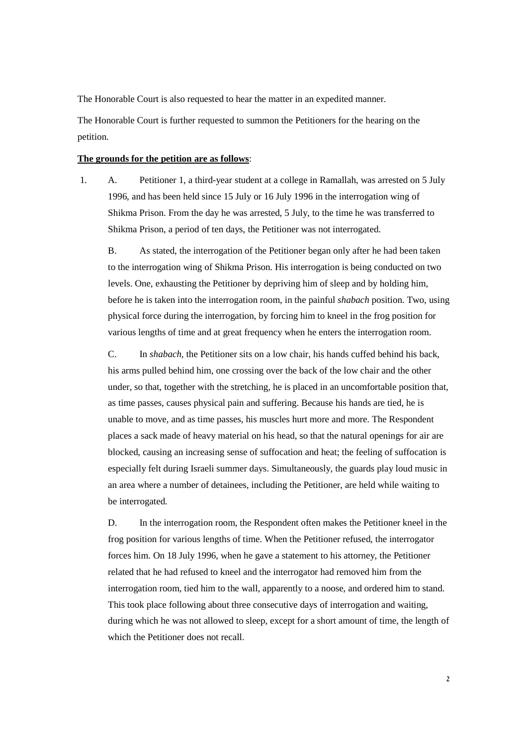The Honorable Court is also requested to hear the matter in an expedited manner.

The Honorable Court is further requested to summon the Petitioners for the hearing on the petition.

**The grounds for the petition are as follows**:

1. A. Petitioner 1, a third-year student at a college in Ramallah, was arrested on 5 July 1996, and has been held since 15 July or 16 July 1996 in the interrogation wing of Shikma Prison. From the day he was arrested, 5 July, to the time he was transferred to Shikma Prison, a period of ten days, the Petitioner was not interrogated.

   B. As stated, the interrogation of the Petitioner began only after he had been taken to the interrogation wing of Shikma Prison. His interrogation is being conducted on two levels. One, exhausting the Petitioner by depriving him of sleep and by holding him, before he is taken into the interrogation room, in the painful *shabach* position. Two, using physical force during the interrogation, by forcing him to kneel in the frog position for various lengths of time and at great frequency when he enters the interrogation room.

   C. In *shabach*, the Petitioner sits on a low chair, his hands cuffed behind his back, his arms pulled behind him, one crossing over the back of the low chair and the other under, so that, together with the stretching, he is placed in an uncomfortable position that, as time passes, causes physical pain and suffering. Because his hands are tied, he is unable to move, and as time passes, his muscles hurt more and more. The Respondent places a sack made of heavy material on his head, so that the natural openings for air are blocked, causing an increasing sense of suffocation and heat; the feeling of suffocation is especially felt during Israeli summer days. Simultaneously, the guards play loud music in an area where a number of detainees, including the Petitioner, are held while waiting to be interrogated.

   D. In the interrogation room, the Respondent often makes the Petitioner kneel in the frog position for various lengths of time. When the Petitioner refused, the interrogator forces him. On 18 July 1996, when he gave a statement to his attorney, the Petitioner related that he had refused to kneel and the interrogator had removed him from the interrogation room, tied him to the wall, apparently to a noose, and ordered him to stand. This took place following about three consecutive days of interrogation and waiting, during which he was not allowed to sleep, except for a short amount of time, the length of which the Petitioner does not recall.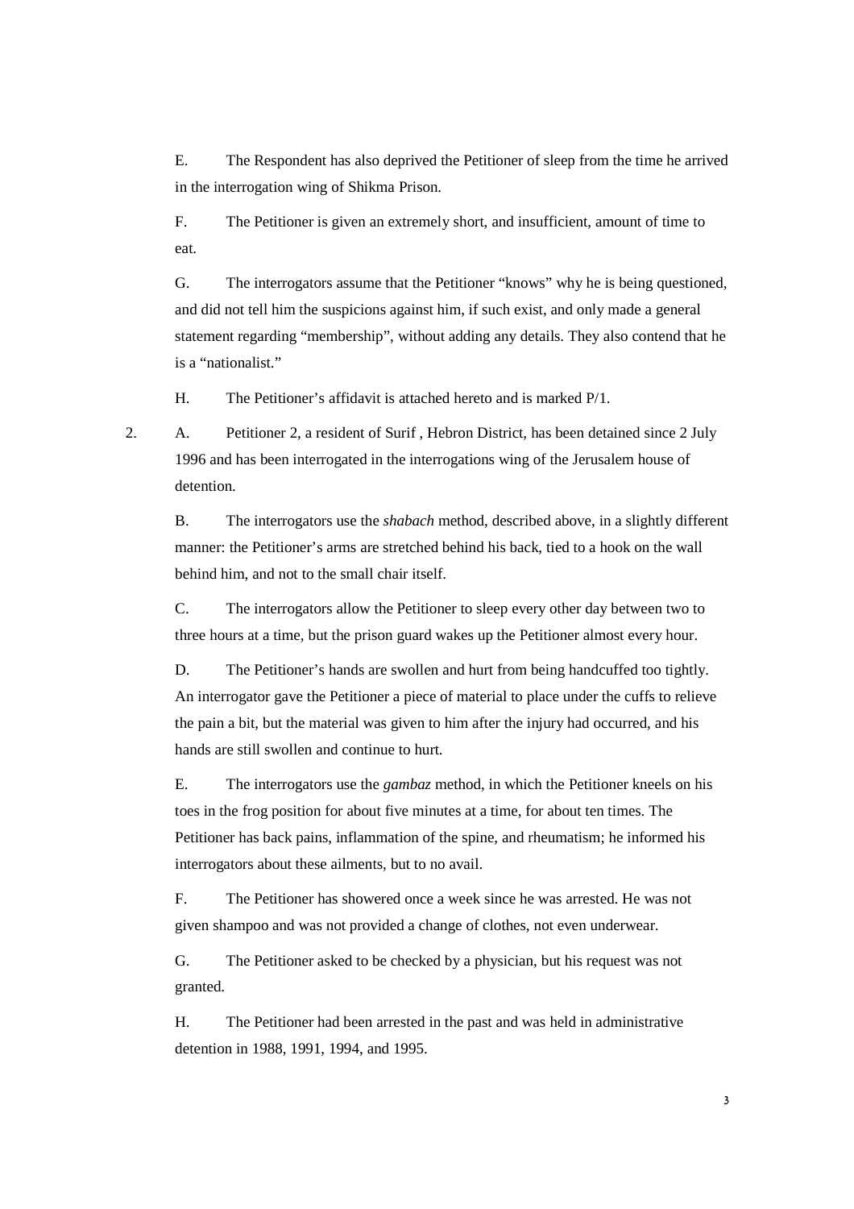E. The Respondent has also deprived the Petitioner of sleep from the time he arrived in the interrogation wing of Shikma Prison.

F. The Petitioner is given an extremely short, and insufficient, amount of time to eat.

G. The interrogators assume that the Petitioner "knows" why he is being questioned, and did not tell him the suspicions against him, if such exist, and only made a general statement regarding "membership", without adding any details. They also contend that he is a "nationalist."

H. The Petitioner's affidavit is attached hereto and is marked P/1.

2. A. Petitioner 2, a resident of Surif , Hebron District, has been detained since 2 July 1996 and has been interrogated in the interrogations wing of the Jerusalem house of detention.

B. The interrogators use the *shabach* method, described above, in a slightly different manner: the Petitioner's arms are stretched behind his back, tied to a hook on the wall behind him, and not to the small chair itself.

C. The interrogators allow the Petitioner to sleep every other day between two to three hours at a time, but the prison guard wakes up the Petitioner almost every hour.

D. The Petitioner's hands are swollen and hurt from being handcuffed too tightly. An interrogator gave the Petitioner a piece of material to place under the cuffs to relieve the pain a bit, but the material was given to him after the injury had occurred, and his hands are still swollen and continue to hurt.

E. The interrogators use the *gambaz* method, in which the Petitioner kneels on his toes in the frog position for about five minutes at a time, for about ten times. The Petitioner has back pains, inflammation of the spine, and rheumatism; he informed his interrogators about these ailments, but to no avail.

F. The Petitioner has showered once a week since he was arrested. He was not given shampoo and was not provided a change of clothes, not even underwear.

G. The Petitioner asked to be checked by a physician, but his request was not granted.

H. The Petitioner had been arrested in the past and was held in administrative detention in 1988, 1991, 1994, and 1995.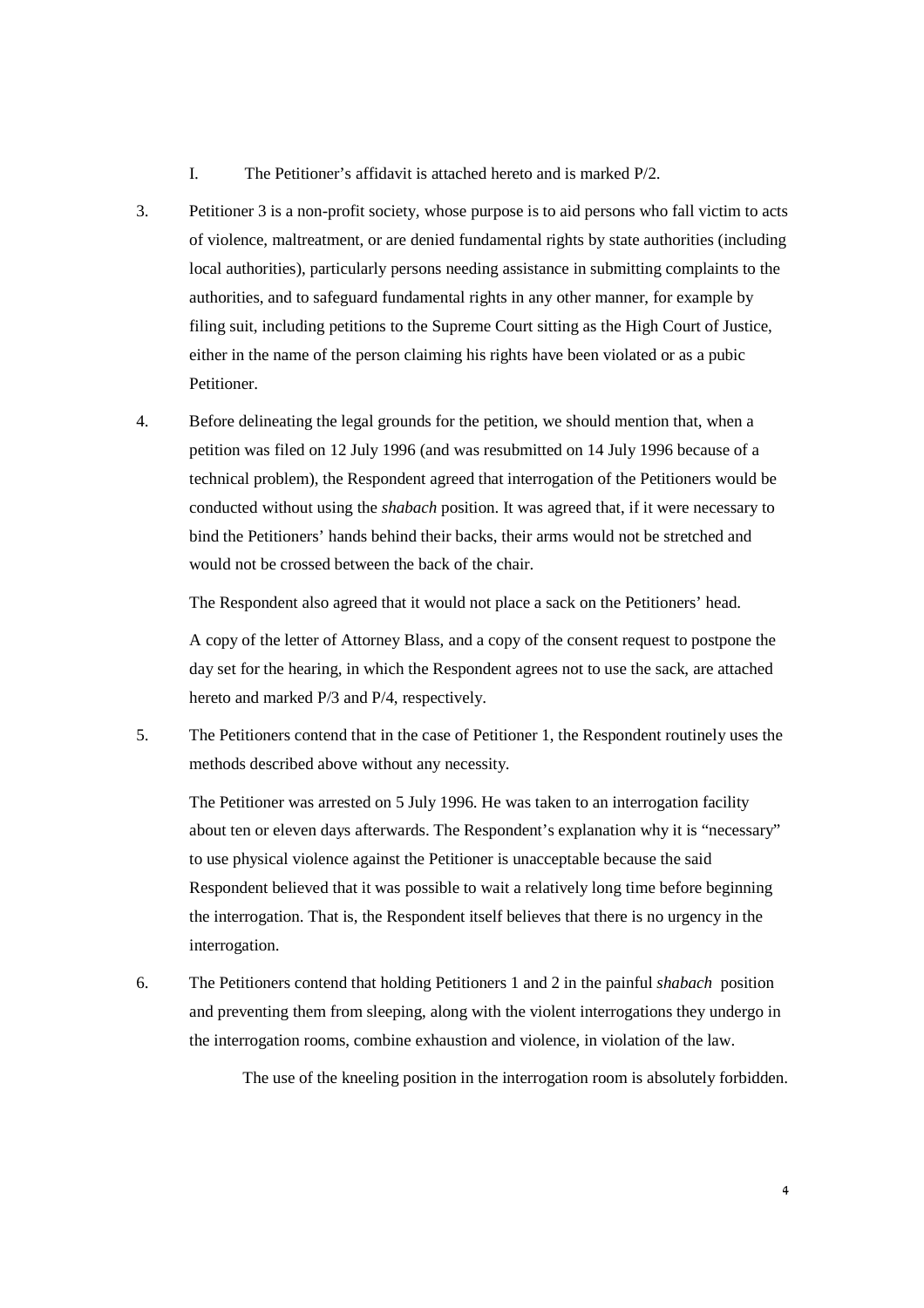I. The Petitioner's affidavit is attached hereto and is marked P/2.

3. Petitioner 3 is a non-profit society, whose purpose is to aid persons who fall victim to acts of violence, maltreatment, or are denied fundamental rights by state authorities (including local authorities), particularly persons needing assistance in submitting complaints to the authorities, and to safeguard fundamental rights in any other manner, for example by filing suit, including petitions to the Supreme Court sitting as the High Court of Justice, either in the name of the person claiming his rights have been violated or as a pubic Petitioner.

4. Before delineating the legal grounds for the petition, we should mention that, when a petition was filed on 12 July 1996 (and was resubmitted on 14 July 1996 because of a technical problem), the Respondent agreed that interrogation of the Petitioners would be conducted without using the *shabach* position. It was agreed that, if it were necessary to bind the Petitioners' hands behind their backs, their arms would not be stretched and would not be crossed between the back of the chair.

   The Respondent also agreed that it would not place a sack on the Petitioners' head.

   A copy of the letter of Attorney Blass, and a copy of the consent request to postpone the day set for the hearing, in which the Respondent agrees not to use the sack, are attached hereto and marked P/3 and P/4, respectively.

5. The Petitioners contend that in the case of Petitioner 1, the Respondent routinely uses the methods described above without any necessity.

   The Petitioner was arrested on 5 July 1996. He was taken to an interrogation facility about ten or eleven days afterwards. The Respondent's explanation why it is "necessary" to use physical violence against the Petitioner is unacceptable because the said Respondent believed that it was possible to wait a relatively long time before beginning the interrogation. That is, the Respondent itself believes that there is no urgency in the interrogation.

6. The Petitioners contend that holding Petitioners 1 and 2 in the painful *shabach* position and preventing them from sleeping, along with the violent interrogations they undergo in the interrogation rooms, combine exhaustion and violence, in violation of the law.

   The use of the kneeling position in the interrogation room is absolutely forbidden.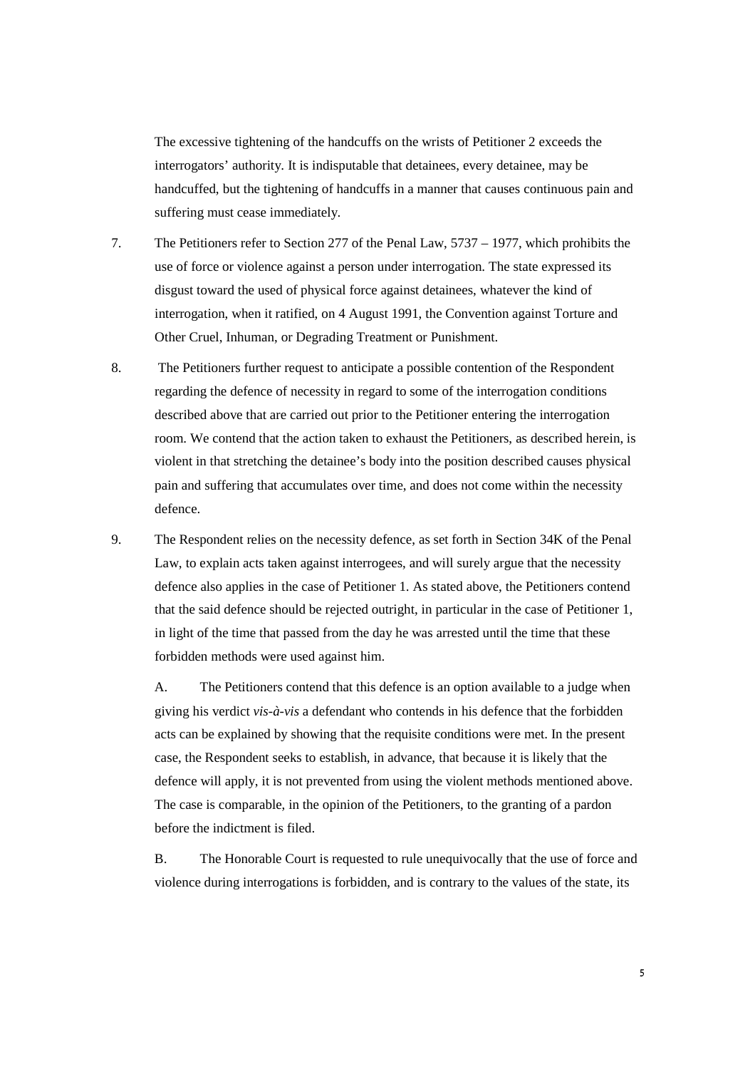The excessive tightening of the handcuffs on the wrists of Petitioner 2 exceeds the interrogators' authority. It is indisputable that detainees, every detainee, may be handcuffed, but the tightening of handcuffs in a manner that causes continuous pain and suffering must cease immediately.

7. The Petitioners refer to Section 277 of the Penal Law, 5737 – 1977, which prohibits the use of force or violence against a person under interrogation. The state expressed its disgust toward the used of physical force against detainees, whatever the kind of interrogation, when it ratified, on 4 August 1991, the Convention against Torture and Other Cruel, Inhuman, or Degrading Treatment or Punishment.

8. The Petitioners further request to anticipate a possible contention of the Respondent regarding the defence of necessity in regard to some of the interrogation conditions described above that are carried out prior to the Petitioner entering the interrogation room. We contend that the action taken to exhaust the Petitioners, as described herein, is violent in that stretching the detainee's body into the position described causes physical pain and suffering that accumulates over time, and does not come within the necessity defence.

9. The Respondent relies on the necessity defence, as set forth in Section 34K of the Penal Law, to explain acts taken against interrogees, and will surely argue that the necessity defence also applies in the case of Petitioner 1. As stated above, the Petitioners contend that the said defence should be rejected outright, in particular in the case of Petitioner 1, in light of the time that passed from the day he was arrested until the time that these forbidden methods were used against him.

   A. The Petitioners contend that this defence is an option available to a judge when giving his verdict *vis-à-vis* a defendant who contends in his defence that the forbidden acts can be explained by showing that the requisite conditions were met. In the present case, the Respondent seeks to establish, in advance, that because it is likely that the defence will apply, it is not prevented from using the violent methods mentioned above. The case is comparable, in the opinion of the Petitioners, to the granting of a pardon before the indictment is filed.

   B. The Honorable Court is requested to rule unequivocally that the use of force and violence during interrogations is forbidden, and is contrary to the values of the state, its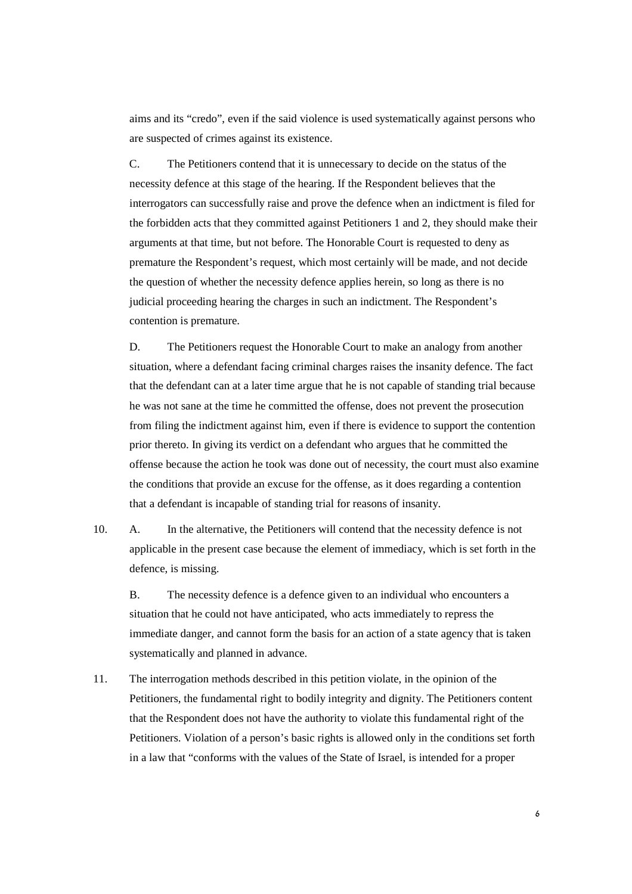aims and its "credo", even if the said violence is used systematically against persons who are suspected of crimes against its existence.

C. The Petitioners contend that it is unnecessary to decide on the status of the necessity defence at this stage of the hearing. If the Respondent believes that the interrogators can successfully raise and prove the defence when an indictment is filed for the forbidden acts that they committed against Petitioners 1 and 2, they should make their arguments at that time, but not before. The Honorable Court is requested to deny as premature the Respondent's request, which most certainly will be made, and not decide the question of whether the necessity defence applies herein, so long as there is no judicial proceeding hearing the charges in such an indictment. The Respondent's contention is premature.

D. The Petitioners request the Honorable Court to make an analogy from another situation, where a defendant facing criminal charges raises the insanity defence. The fact that the defendant can at a later time argue that he is not capable of standing trial because he was not sane at the time he committed the offense, does not prevent the prosecution from filing the indictment against him, even if there is evidence to support the contention prior thereto. In giving its verdict on a defendant who argues that he committed the offense because the action he took was done out of necessity, the court must also examine the conditions that provide an excuse for the offense, as it does regarding a contention that a defendant is incapable of standing trial for reasons of insanity.

10. A. In the alternative, the Petitioners will contend that the necessity defence is not applicable in the present case because the element of immediacy, which is set forth in the defence, is missing.

B. The necessity defence is a defence given to an individual who encounters a situation that he could not have anticipated, who acts immediately to repress the immediate danger, and cannot form the basis for an action of a state agency that is taken systematically and planned in advance.

11. The interrogation methods described in this petition violate, in the opinion of the Petitioners, the fundamental right to bodily integrity and dignity. The Petitioners content that the Respondent does not have the authority to violate this fundamental right of the Petitioners. Violation of a person's basic rights is allowed only in the conditions set forth in a law that "conforms with the values of the State of Israel, is intended for a proper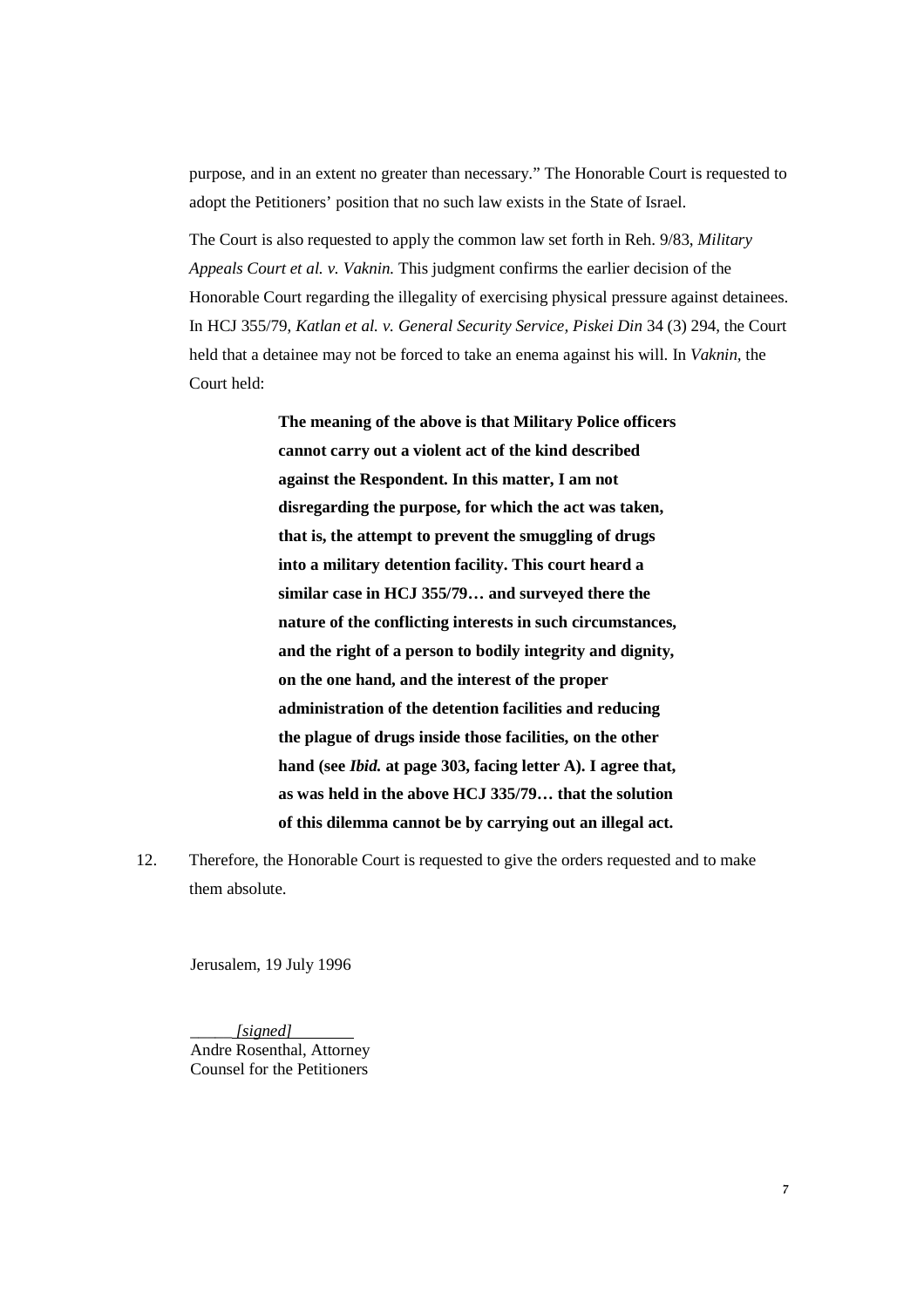purpose, and in an extent no greater than necessary." The Honorable Court is requested to adopt the Petitioners' position that no such law exists in the State of Israel.

The Court is also requested to apply the common law set forth in Reh. 9/83, *Military Appeals Court et al. v. Vaknin.* This judgment confirms the earlier decision of the Honorable Court regarding the illegality of exercising physical pressure against detainees. In HCJ 355/79, *Katlan et al. v. General Security Service, Piskei Din* 34 (3) 294, the Court held that a detainee may not be forced to take an enema against his will. In *Vaknin*, the Court held:

> **The meaning of the above is that Military Police officers cannot carry out a violent act of the kind described against the Respondent. In this matter, I am not disregarding the purpose, for which the act was taken, that is, the attempt to prevent the smuggling of drugs into a military detention facility. This court heard a similar case in HCJ 355/79… and surveyed there the nature of the conflicting interests in such circumstances, and the right of a person to bodily integrity and dignity, on the one hand, and the interest of the proper administration of the detention facilities and reducing the plague of drugs inside those facilities, on the other hand (see *Ibid.* at page 303, facing letter A). I agree that, as was held in the above HCJ 335/79… that the solution of this dilemma cannot be by carrying out an illegal act.**

12. Therefore, the Honorable Court is requested to give the orders requested and to make them absolute.

Jerusalem, 19 July 1996

*[signed]*
Andre Rosenthal, Attorney
Counsel for the Petitioners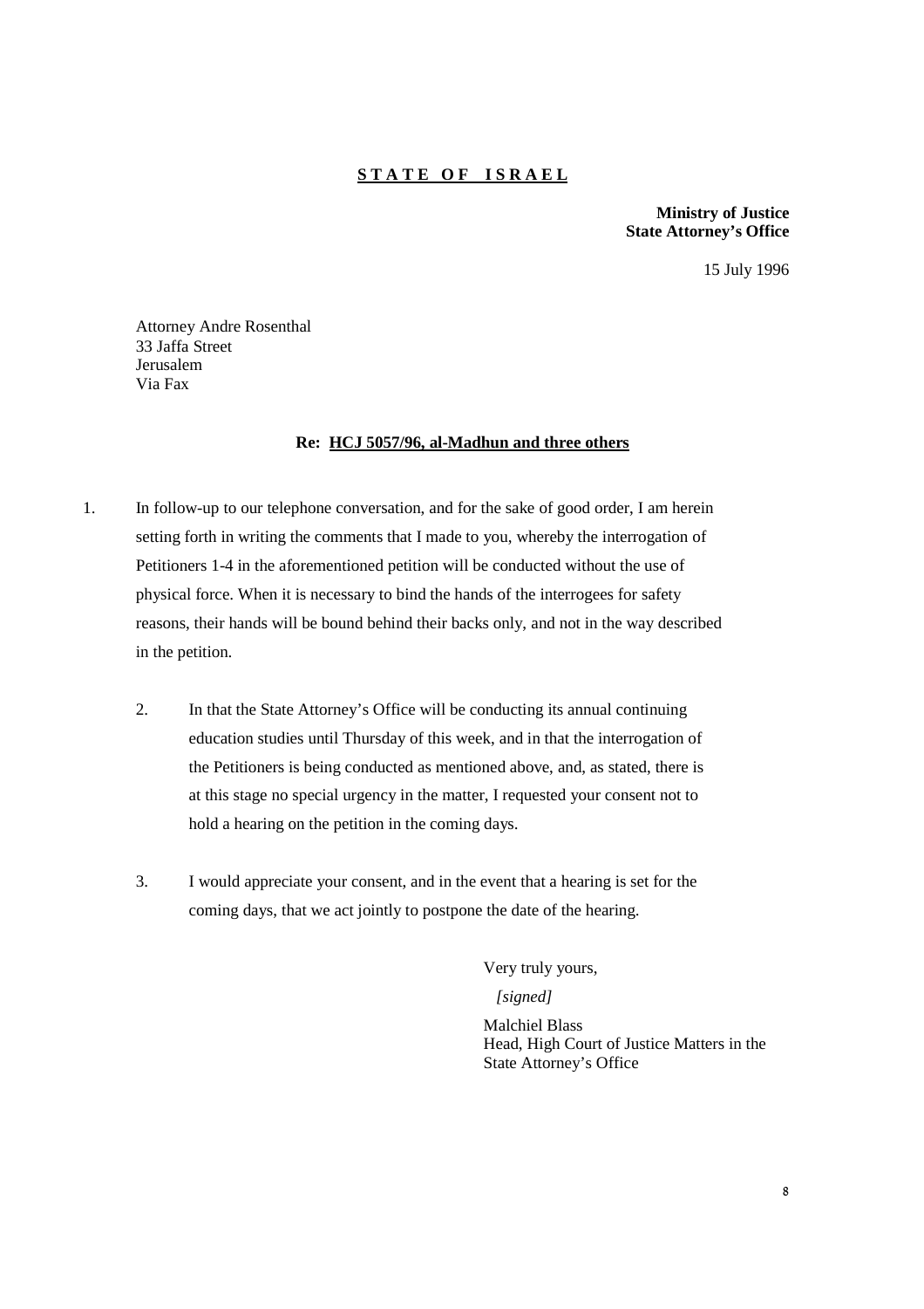**STATE OF ISRAEL**

**Ministry of Justice**
**State Attorney's Office**

15 July 1996

Attorney Andre Rosenthal
33 Jaffa Street
Jerusalem
Via Fax

**Re: HCJ 5057/96, al-Madhun and three others**

1. In follow-up to our telephone conversation, and for the sake of good order, I am herein setting forth in writing the comments that I made to you, whereby the interrogation of Petitioners 1-4 in the aforementioned petition will be conducted without the use of physical force. When it is necessary to bind the hands of the interrogees for safety reasons, their hands will be bound behind their backs only, and not in the way described in the petition.

2. In that the State Attorney's Office will be conducting its annual continuing education studies until Thursday of this week, and in that the interrogation of the Petitioners is being conducted as mentioned above, and, as stated, there is at this stage no special urgency in the matter, I requested your consent not to hold a hearing on the petition in the coming days.

3. I would appreciate your consent, and in the event that a hearing is set for the coming days, that we act jointly to postpone the date of the hearing.

Very truly yours,

*[signed]*

Malchiel Blass
Head, High Court of Justice Matters in the State Attorney's Office